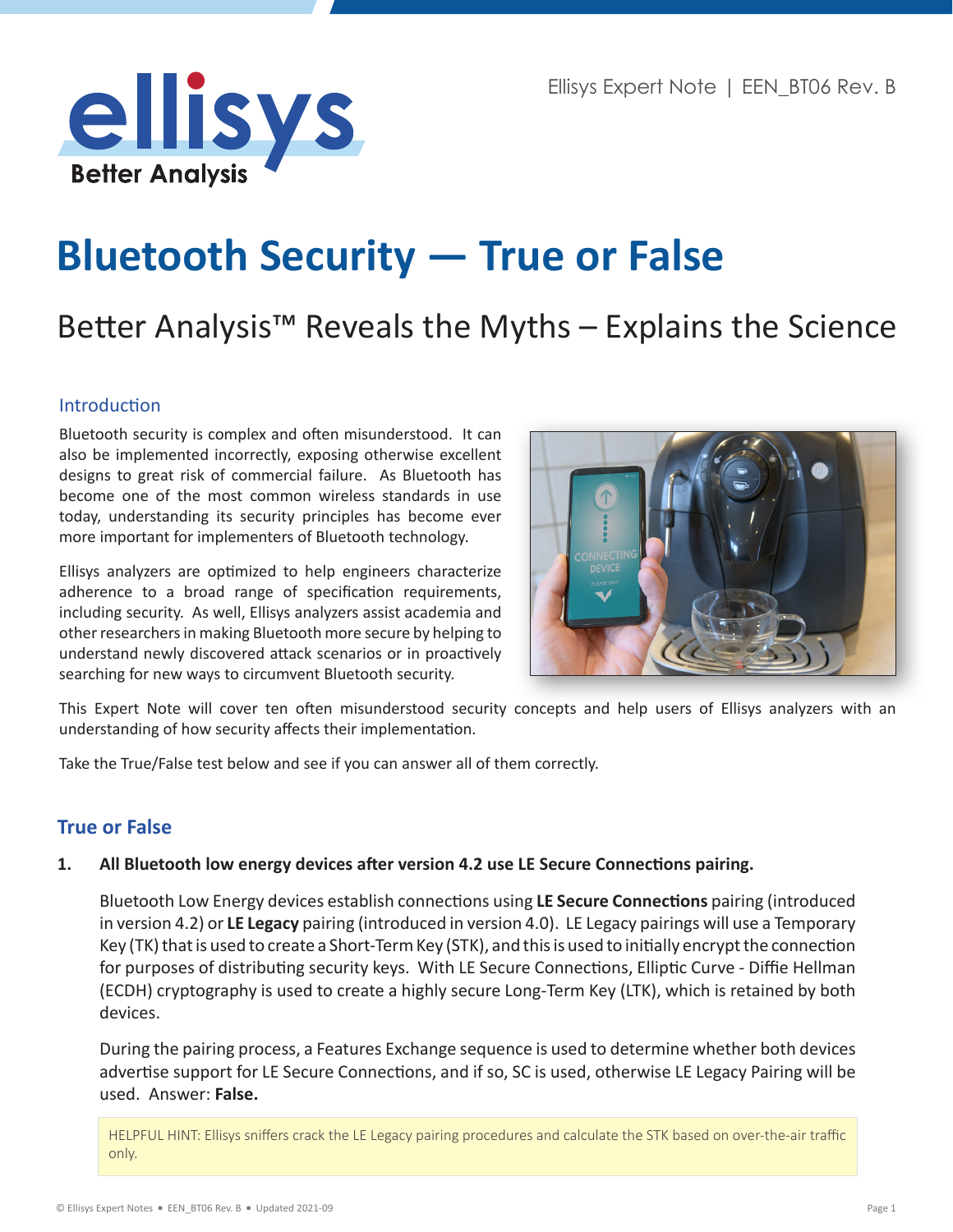# Bluetooth Security — True or False

## Better Analysis™ Reveals the Myths – Explains the Science

### Introduction

Bluetooth security is complex and often misunderstood. It can also be implemented incorrectly, exposing otherwise excellent designs to great risk of commercial failure. As Bluetooth has become one of the most common wireless standards in use today, understanding its security principles has become ever more important for implementers of Bluetooth technology.

Ellisys analyzers are optimized to help engineers characterize adherence to a broad range of specification requirements, including security. As well, Ellisys analyzers assist academia and other researchers in making Bluetooth more secure by helping to understand newly discovered attack scenarios or in proactively searching for new ways to circumvent Bluetooth security.

This Expert Note will cover ten often misunderstood security concepts and help users of Ellisys analyzers with an understanding of how security affects their implementation.

Take the True/False test below and see if you can answer all of them correctly.

## True or False

**1. All Bluetooth low energy devices after version 4.2 use LE Secure Connections pairing.**

Bluetooth Low Energy devices establish connections using **LE Secure Connections** pairing (introduced in version 4.2) or **LE Legacy** pairing (introduced in version 4.0). LE Legacy pairings will use a Temporary Key (TK) that is used to create a Short-Term Key (STK), and this is used to initially encrypt the connection for purposes of distributing security keys. With LE Secure Connections, Elliptic Curve - Diffie Hellman (ECDH) cryptography is used to create a highly secure Long-Term Key (LTK), which is retained by both devices.

During the pairing process, a Features Exchange sequence is used to determine whether both devices advertise support for LE Secure Connections, and if so, SC is used, otherwise LE Legacy Pairing will be used. Answer: **False.**

> HELPFUL HINT: Ellisys sniffers crack the LE Legacy pairing procedures and calculate the STK based on over-the-air traffic only.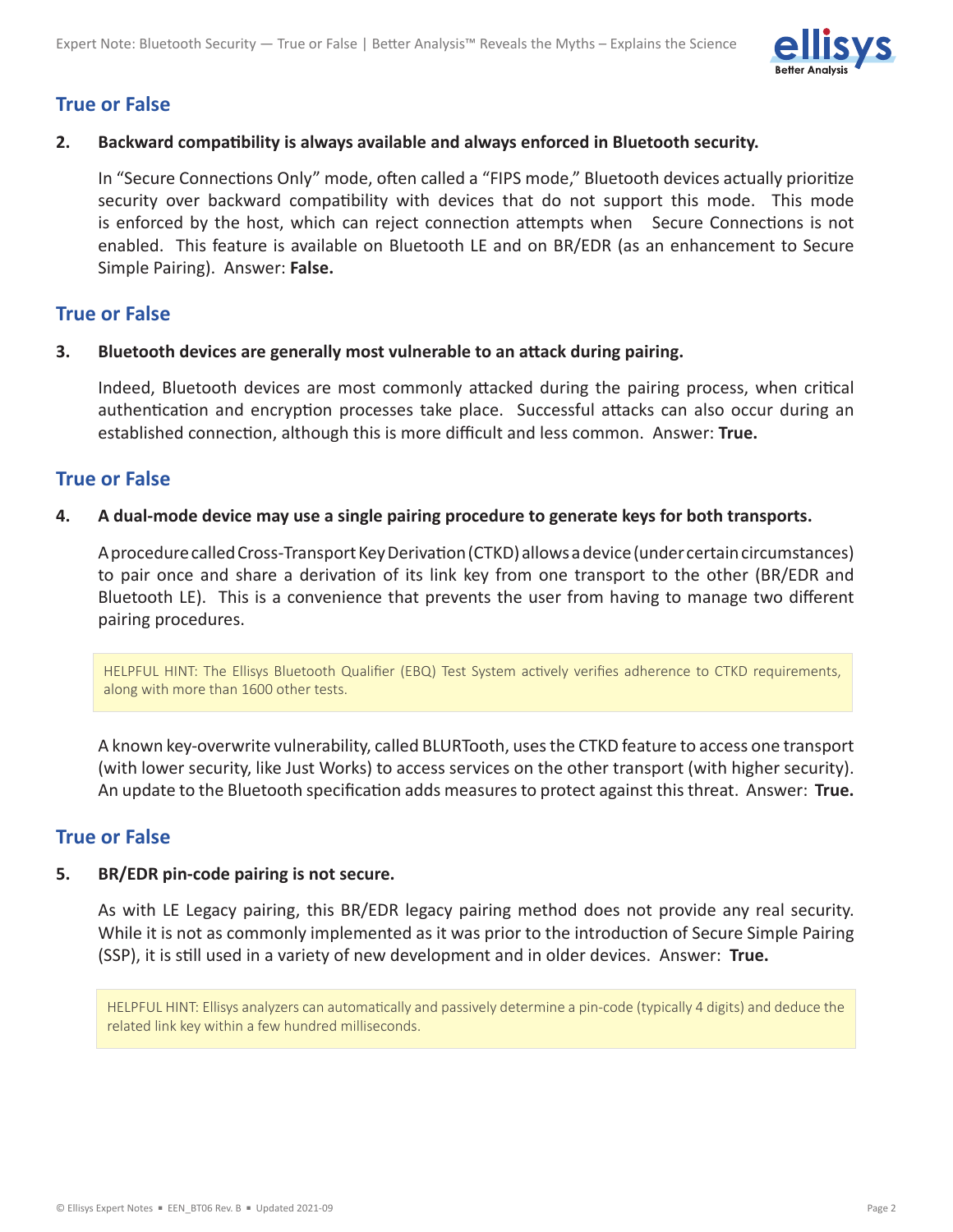## True or False

**2. Backward compatibility is always available and always enforced in Bluetooth security.**

In "Secure Connections Only" mode, often called a "FIPS mode," Bluetooth devices actually prioritize security over backward compatibility with devices that do not support this mode. This mode is enforced by the host, which can reject connection attempts when Secure Connections is not enabled. This feature is available on Bluetooth LE and on BR/EDR (as an enhancement to Secure Simple Pairing). Answer: **False.**

## True or False

**3. Bluetooth devices are generally most vulnerable to an attack during pairing.**

Indeed, Bluetooth devices are most commonly attacked during the pairing process, when critical authentication and encryption processes take place. Successful attacks can also occur during an established connection, although this is more difficult and less common. Answer: **True.**

## True or False

**4. A dual-mode device may use a single pairing procedure to generate keys for both transports.**

A procedure called Cross-Transport Key Derivation (CTKD) allows a device (under certain circumstances) to pair once and share a derivation of its link key from one transport to the other (BR/EDR and Bluetooth LE). This is a convenience that prevents the user from having to manage two different pairing procedures.

> HELPFUL HINT: The Ellisys Bluetooth Qualifier (EBQ) Test System actively verifies adherence to CTKD requirements, along with more than 1600 other tests.

A known key-overwrite vulnerability, called BLURTooth, uses the CTKD feature to access one transport (with lower security, like Just Works) to access services on the other transport (with higher security). An update to the Bluetooth specification adds measures to protect against this threat. Answer: **True.**

## True or False

**5. BR/EDR pin-code pairing is not secure.**

As with LE Legacy pairing, this BR/EDR legacy pairing method does not provide any real security. While it is not as commonly implemented as it was prior to the introduction of Secure Simple Pairing (SSP), it is still used in a variety of new development and in older devices. Answer: **True.**

> HELPFUL HINT: Ellisys analyzers can automatically and passively determine a pin-code (typically 4 digits) and deduce the related link key within a few hundred milliseconds.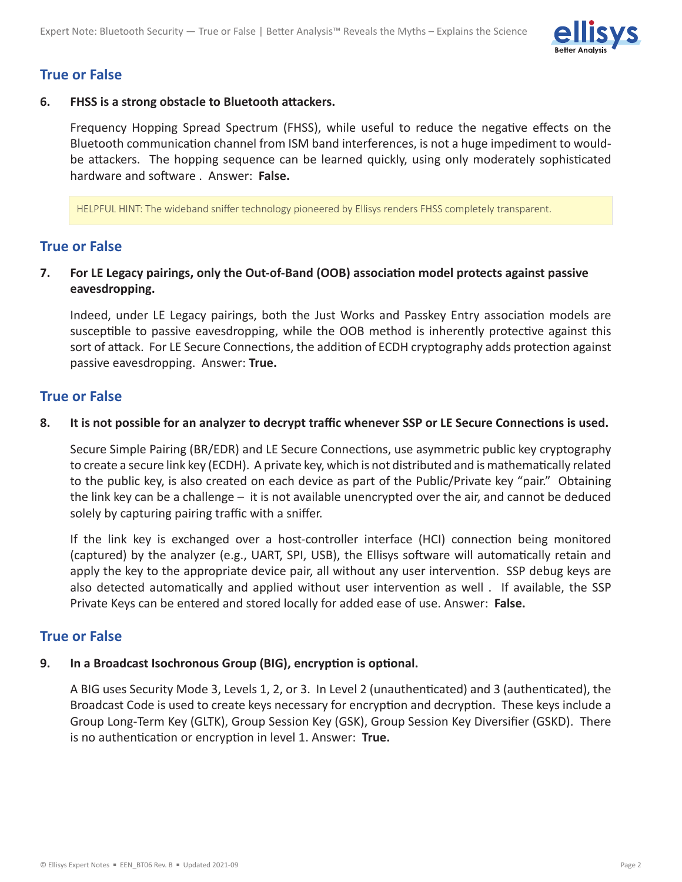## True or False

**6. FHSS is a strong obstacle to Bluetooth attackers.**

Frequency Hopping Spread Spectrum (FHSS), while useful to reduce the negative effects on the Bluetooth communication channel from ISM band interferences, is not a huge impediment to would-be attackers. The hopping sequence can be learned quickly, using only moderately sophisticated hardware and software . Answer: **False.**

> HELPFUL HINT: The wideband sniffer technology pioneered by Ellisys renders FHSS completely transparent.

## True or False

**7. For LE Legacy pairings, only the Out-of-Band (OOB) association model protects against passive eavesdropping.**

Indeed, under LE Legacy pairings, both the Just Works and Passkey Entry association models are susceptible to passive eavesdropping, while the OOB method is inherently protective against this sort of attack. For LE Secure Connections, the addition of ECDH cryptography adds protection against passive eavesdropping. Answer: **True.**

## True or False

**8. It is not possible for an analyzer to decrypt traffic whenever SSP or LE Secure Connections is used.**

Secure Simple Pairing (BR/EDR) and LE Secure Connections, use asymmetric public key cryptography to create a secure link key (ECDH). A private key, which is not distributed and is mathematically related to the public key, is also created on each device as part of the Public/Private key "pair." Obtaining the link key can be a challenge – it is not available unencrypted over the air, and cannot be deduced solely by capturing pairing traffic with a sniffer.

If the link key is exchanged over a host-controller interface (HCI) connection being monitored (captured) by the analyzer (e.g., UART, SPI, USB), the Ellisys software will automatically retain and apply the key to the appropriate device pair, all without any user intervention. SSP debug keys are also detected automatically and applied without user intervention as well . If available, the SSP Private Keys can be entered and stored locally for added ease of use. Answer: **False.**

## True or False

**9. In a Broadcast Isochronous Group (BIG), encryption is optional.**

A BIG uses Security Mode 3, Levels 1, 2, or 3. In Level 2 (unauthenticated) and 3 (authenticated), the Broadcast Code is used to create keys necessary for encryption and decryption. These keys include a Group Long-Term Key (GLTK), Group Session Key (GSK), Group Session Key Diversifier (GSKD). There is no authentication or encryption in level 1. Answer: **True.**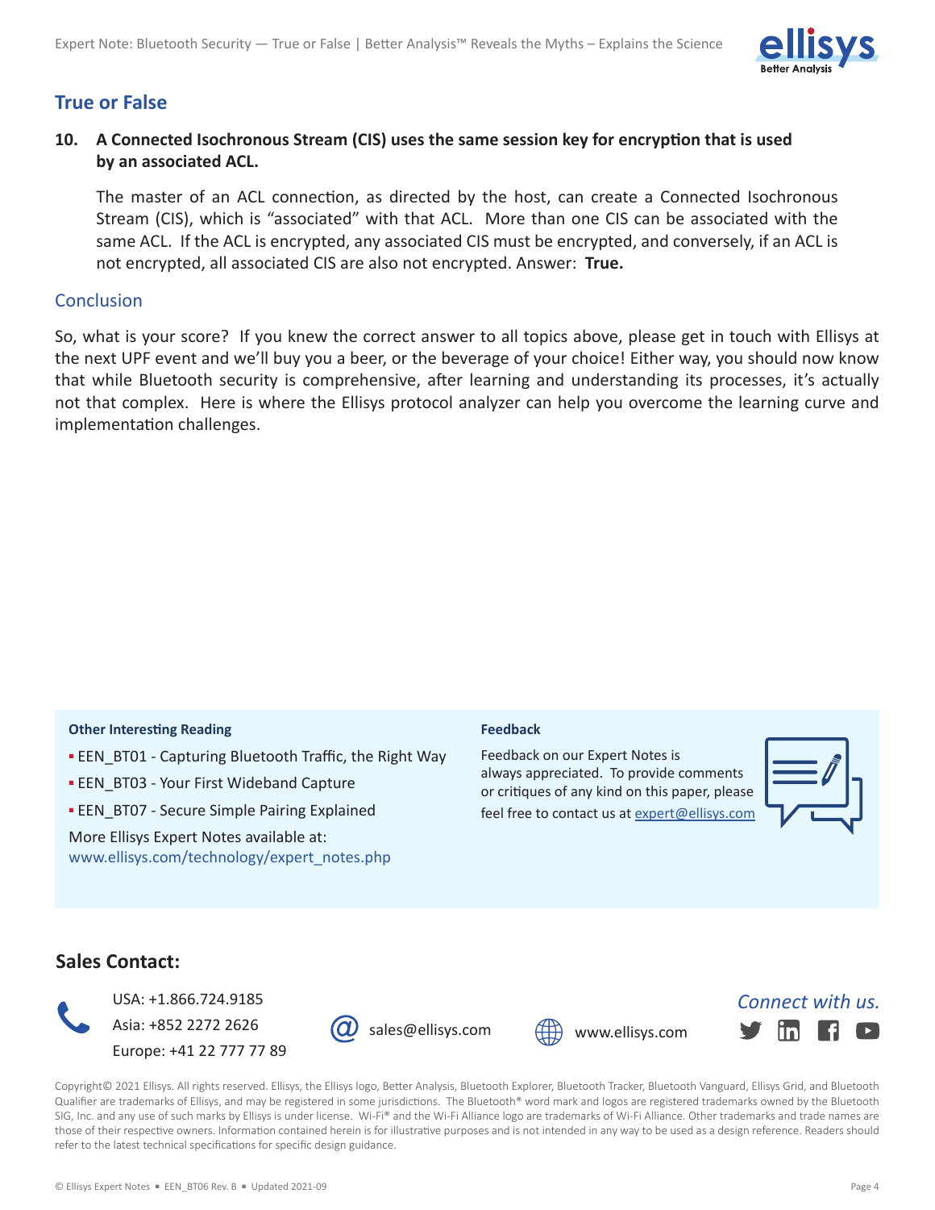## True or False

**10. A Connected Isochronous Stream (CIS) uses the same session key for encryption that is used by an associated ACL.**

The master of an ACL connection, as directed by the host, can create a Connected Isochronous Stream (CIS), which is "associated" with that ACL. More than one CIS can be associated with the same ACL. If the ACL is encrypted, any associated CIS must be encrypted, and conversely, if an ACL is not encrypted, all associated CIS are also not encrypted. Answer: **True.**

## Conclusion

So, what is your score? If you knew the correct answer to all topics above, please get in touch with Ellisys at the next UPF event and we'll buy you a beer, or the beverage of your choice! Either way, you should now know that while Bluetooth security is comprehensive, after learning and understanding its processes, it's actually not that complex. Here is where the Ellisys protocol analyzer can help you overcome the learning curve and implementation challenges.

**Other Interesting Reading**

- EEN_BT01 - Capturing Bluetooth Traffic, the Right Way
- EEN_BT03 - Your First Wideband Capture
- EEN_BT07 - Secure Simple Pairing Explained

More Ellisys Expert Notes available at:
www.ellisys.com/technology/expert_notes.php

**Feedback**

Feedback on our Expert Notes is always appreciated. To provide comments or critiques of any kind on this paper, please feel free to contact us at expert@ellisys.com

### Sales Contact:

USA: +1.866.724.9185
Asia: +852 2272 2626
Europe: +41 22 777 77 89

sales@ellisys.com

www.ellisys.com

*Connect with us.*

Copyright© 2021 Ellisys. All rights reserved. Ellisys, the Ellisys logo, Better Analysis, Bluetooth Explorer, Bluetooth Tracker, Bluetooth Vanguard, Ellisys Grid, and Bluetooth Qualifier are trademarks of Ellisys, and may be registered in some jurisdictions. The Bluetooth® word mark and logos are registered trademarks owned by the Bluetooth SIG, Inc. and any use of such marks by Ellisys is under license. Wi-Fi® and the Wi-Fi Alliance logo are trademarks of Wi-Fi Alliance. Other trademarks and trade names are those of their respective owners. Information contained herein is for illustrative purposes and is not intended in any way to be used as a design reference. Readers should refer to the latest technical specifications for specific design guidance.